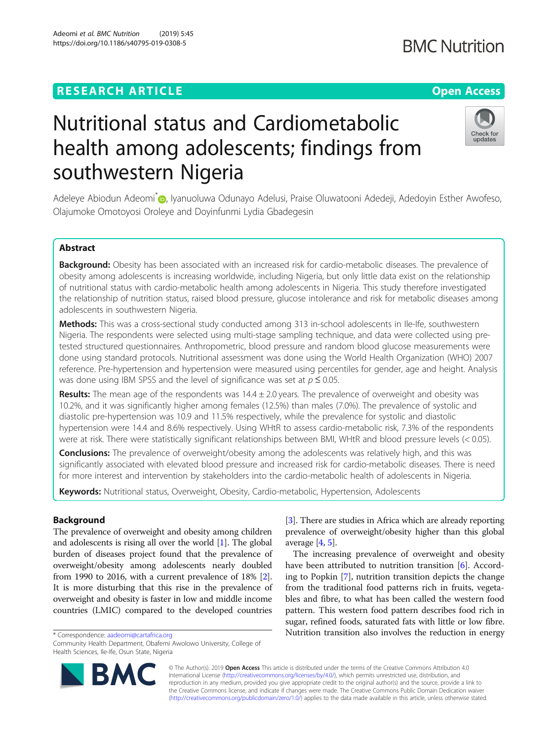RESEARCH ARTICLE

Open Access

# Nutritional status and Cardiometabolic health among adolescents; findings from southwestern Nigeria

Adeleye Abiodun Adeomi*, Iyanuoluwa Odunayo Adelusi, Praise Oluwatooni Adedeji, Adedoyin Esther Awofeso, Olajumoke Omotoyosi Oroleye and Doyinfunmi Lydia Gbadegesin

## Abstract

**Background:** Obesity has been associated with an increased risk for cardio-metabolic diseases. The prevalence of obesity among adolescents is increasing worldwide, including Nigeria, but only little data exist on the relationship of nutritional status with cardio-metabolic health among adolescents in Nigeria. This study therefore investigated the relationship of nutrition status, raised blood pressure, glucose intolerance and risk for metabolic diseases among adolescents in southwestern Nigeria.

**Methods:** This was a cross-sectional study conducted among 313 in-school adolescents in Ile-Ife, southwestern Nigeria. The respondents were selected using multi-stage sampling technique, and data were collected using pre-tested structured questionnaires. Anthropometric, blood pressure and random blood glucose measurements were done using standard protocols. Nutritional assessment was done using the World Health Organization (WHO) 2007 reference. Pre-hypertension and hypertension were measured using percentiles for gender, age and height. Analysis was done using IBM SPSS and the level of significance was set at $p \leq 0.05$.

**Results:** The mean age of the respondents was $14.4 \pm 2.0$ years. The prevalence of overweight and obesity was 10.2%, and it was significantly higher among females (12.5%) than males (7.0%). The prevalence of systolic and diastolic pre-hypertension was 10.9 and 11.5% respectively, while the prevalence for systolic and diastolic hypertension were 14.4 and 8.6% respectively. Using WHtR to assess cardio-metabolic risk, 7.3% of the respondents were at risk. There were statistically significant relationships between BMI, WHtR and blood pressure levels (< 0.05).

**Conclusions:** The prevalence of overweight/obesity among the adolescents was relatively high, and this was significantly associated with elevated blood pressure and increased risk for cardio-metabolic diseases. There is need for more interest and intervention by stakeholders into the cardio-metabolic health of adolescents in Nigeria.

**Keywords:** Nutritional status, Overweight, Obesity, Cardio-metabolic, Hypertension, Adolescents

## Background

The prevalence of overweight and obesity among children and adolescents is rising all over the world [1]. The global burden of diseases project found that the prevalence of overweight/obesity among adolescents nearly doubled from 1990 to 2016, with a current prevalence of 18% [2]. It is more disturbing that this rise in the prevalence of overweight and obesity is faster in low and middle income countries (LMIC) compared to the developed countries [3]. There are studies in Africa which are already reporting prevalence of overweight/obesity higher than this global average [4, 5].

The increasing prevalence of overweight and obesity have been attributed to nutrition transition [6]. According to Popkin [7], nutrition transition depicts the change from the traditional food patterns rich in fruits, vegetables and fibre, to what has been called the western food pattern. This western food pattern describes food rich in sugar, refined foods, saturated fats with little or low fibre. Nutrition transition also involves the reduction in energy

* Correspondence: aadeomi@cartafrica.org
Community Health Department, Obafemi Awolowo University, College of Health Sciences, Ile-Ife, Osun State, Nigeria

© The Author(s). 2019 **Open Access** This article is distributed under the terms of the Creative Commons Attribution 4.0 International License (http://creativecommons.org/licenses/by/4.0/), which permits unrestricted use, distribution, and reproduction in any medium, provided you give appropriate credit to the original author(s) and the source, provide a link to the Creative Commons license, and indicate if changes were made. The Creative Commons Public Domain Dedication waiver (http://creativecommons.org/publicdomain/zero/1.0/) applies to the data made available in this article, unless otherwise stated.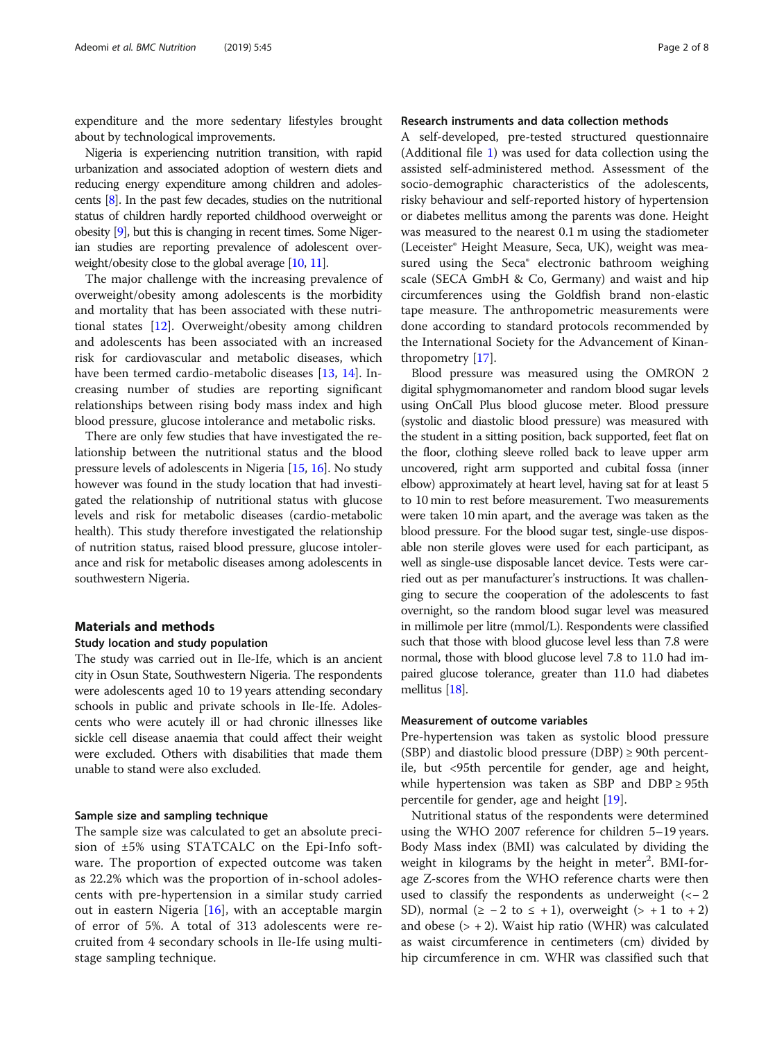expenditure and the more sedentary lifestyles brought about by technological improvements.

Nigeria is experiencing nutrition transition, with rapid urbanization and associated adoption of western diets and reducing energy expenditure among children and adolescents [8]. In the past few decades, studies on the nutritional status of children hardly reported childhood overweight or obesity [9], but this is changing in recent times. Some Nigerian studies are reporting prevalence of adolescent overweight/obesity close to the global average [10, 11].

The major challenge with the increasing prevalence of overweight/obesity among adolescents is the morbidity and mortality that has been associated with these nutritional states [12]. Overweight/obesity among children and adolescents has been associated with an increased risk for cardiovascular and metabolic diseases, which have been termed cardio-metabolic diseases [13, 14]. Increasing number of studies are reporting significant relationships between rising body mass index and high blood pressure, glucose intolerance and metabolic risks.

There are only few studies that have investigated the relationship between the nutritional status and the blood pressure levels of adolescents in Nigeria [15, 16]. No study however was found in the study location that had investigated the relationship of nutritional status with glucose levels and risk for metabolic diseases (cardio-metabolic health). This study therefore investigated the relationship of nutrition status, raised blood pressure, glucose intolerance and risk for metabolic diseases among adolescents in southwestern Nigeria.

## Materials and methods

### Study location and study population

The study was carried out in Ile-Ife, which is an ancient city in Osun State, Southwestern Nigeria. The respondents were adolescents aged 10 to 19 years attending secondary schools in public and private schools in Ile-Ife. Adolescents who were acutely ill or had chronic illnesses like sickle cell disease anaemia that could affect their weight were excluded. Others with disabilities that made them unable to stand were also excluded.

### Sample size and sampling technique

The sample size was calculated to get an absolute precision of ±5% using STATCALC on the Epi-Info software. The proportion of expected outcome was taken as 22.2% which was the proportion of in-school adolescents with pre-hypertension in a similar study carried out in eastern Nigeria [16], with an acceptable margin of error of 5%. A total of 313 adolescents were recruited from 4 secondary schools in Ile-Ife using multi-stage sampling technique.

### Research instruments and data collection methods

A self-developed, pre-tested structured questionnaire (Additional file 1) was used for data collection using the assisted self-administered method. Assessment of the socio-demographic characteristics of the adolescents, risky behaviour and self-reported history of hypertension or diabetes mellitus among the parents was done. Height was measured to the nearest 0.1 m using the stadiometer (Leceister® Height Measure, Seca, UK), weight was measured using the Seca® electronic bathroom weighing scale (SECA GmbH & Co, Germany) and waist and hip circumferences using the Goldfish brand non-elastic tape measure. The anthropometric measurements were done according to standard protocols recommended by the International Society for the Advancement of Kinanthropometry [17].

Blood pressure was measured using the OMRON 2 digital sphygmomanometer and random blood sugar levels using OnCall Plus blood glucose meter. Blood pressure (systolic and diastolic blood pressure) was measured with the student in a sitting position, back supported, feet flat on the floor, clothing sleeve rolled back to leave upper arm uncovered, right arm supported and cubital fossa (inner elbow) approximately at heart level, having sat for at least 5 to 10 min to rest before measurement. Two measurements were taken 10 min apart, and the average was taken as the blood pressure. For the blood sugar test, single-use disposable non sterile gloves were used for each participant, as well as single-use disposable lancet device. Tests were carried out as per manufacturer's instructions. It was challenging to secure the cooperation of the adolescents to fast overnight, so the random blood sugar level was measured in millimole per litre (mmol/L). Respondents were classified such that those with blood glucose level less than 7.8 were normal, those with blood glucose level 7.8 to 11.0 had impaired glucose tolerance, greater than 11.0 had diabetes mellitus [18].

### Measurement of outcome variables

Pre-hypertension was taken as systolic blood pressure (SBP) and diastolic blood pressure (DBP) ≥ 90th percentile, but <95th percentile for gender, age and height, while hypertension was taken as SBP and DBP ≥ 95th percentile for gender, age and height [19].

Nutritional status of the respondents were determined using the WHO 2007 reference for children 5–19 years. Body Mass index (BMI) was calculated by dividing the weight in kilograms by the height in meter$^2$. BMI-for-age Z-scores from the WHO reference charts were then used to classify the respondents as underweight (<− 2 SD), normal (≥ − 2 to ≤ + 1), overweight (> + 1 to + 2) and obese (> + 2). Waist hip ratio (WHR) was calculated as waist circumference in centimeters (cm) divided by hip circumference in cm. WHR was classified such that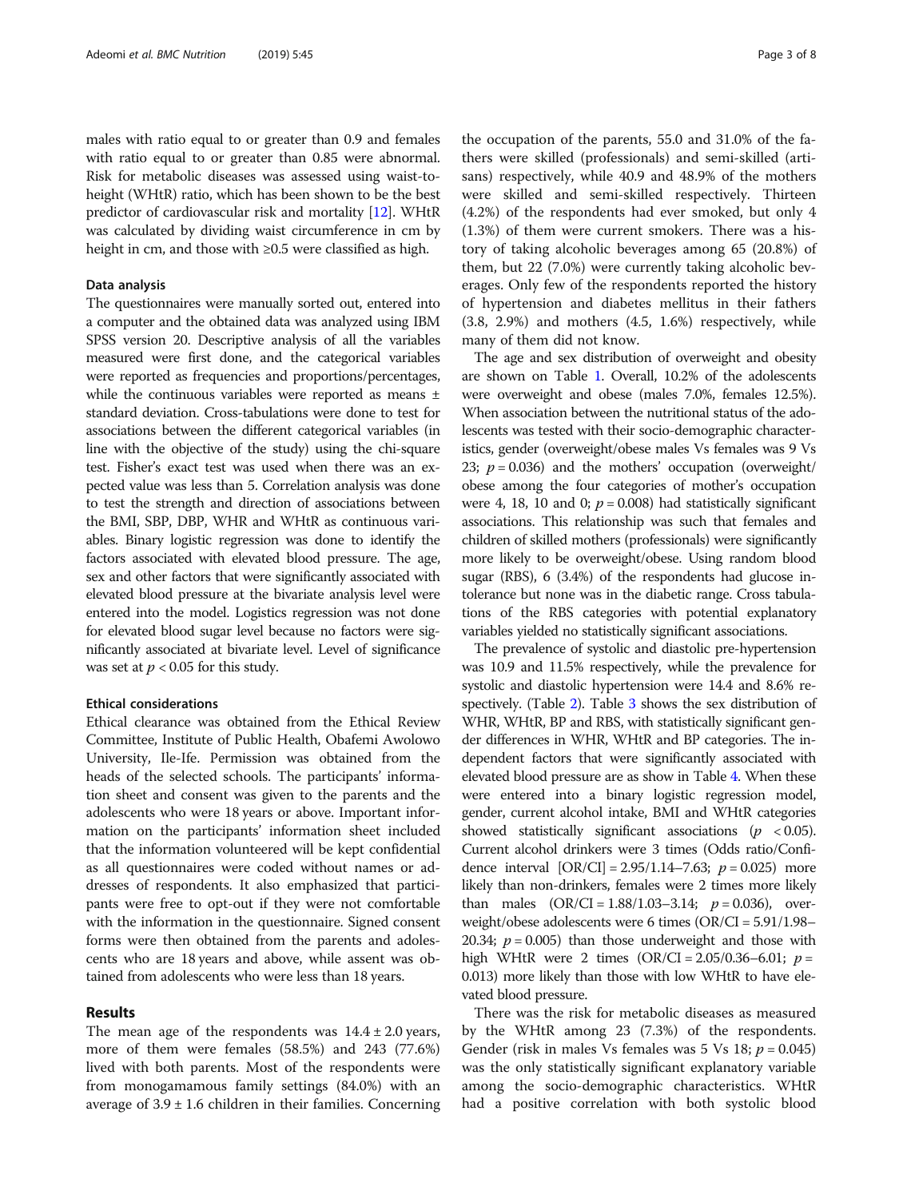males with ratio equal to or greater than 0.9 and females with ratio equal to or greater than 0.85 were abnormal. Risk for metabolic diseases was assessed using waist-to-height (WHtR) ratio, which has been shown to be the best predictor of cardiovascular risk and mortality [12]. WHtR was calculated by dividing waist circumference in cm by height in cm, and those with ≥0.5 were classified as high.

### Data analysis

The questionnaires were manually sorted out, entered into a computer and the obtained data was analyzed using IBM SPSS version 20. Descriptive analysis of all the variables measured were first done, and the categorical variables were reported as frequencies and proportions/percentages, while the continuous variables were reported as means ± standard deviation. Cross-tabulations were done to test for associations between the different categorical variables (in line with the objective of the study) using the chi-square test. Fisher's exact test was used when there was an expected value was less than 5. Correlation analysis was done to test the strength and direction of associations between the BMI, SBP, DBP, WHR and WHtR as continuous variables. Binary logistic regression was done to identify the factors associated with elevated blood pressure. The age, sex and other factors that were significantly associated with elevated blood pressure at the bivariate analysis level were entered into the model. Logistics regression was not done for elevated blood sugar level because no factors were significantly associated at bivariate level. Level of significance was set at $p < 0.05$ for this study.

### Ethical considerations

Ethical clearance was obtained from the Ethical Review Committee, Institute of Public Health, Obafemi Awolowo University, Ile-Ife. Permission was obtained from the heads of the selected schools. The participants' information sheet and consent was given to the parents and the adolescents who were 18 years or above. Important information on the participants' information sheet included that the information volunteered will be kept confidential as all questionnaires were coded without names or addresses of respondents. It also emphasized that participants were free to opt-out if they were not comfortable with the information in the questionnaire. Signed consent forms were then obtained from the parents and adolescents who are 18 years and above, while assent was obtained from adolescents who were less than 18 years.

## Results

The mean age of the respondents was 14.4 ± 2.0 years, more of them were females (58.5%) and 243 (77.6%) lived with both parents. Most of the respondents were from monogamamous family settings (84.0%) with an average of 3.9 ± 1.6 children in their families. Concerning the occupation of the parents, 55.0 and 31.0% of the fathers were skilled (professionals) and semi-skilled (artisans) respectively, while 40.9 and 48.9% of the mothers were skilled and semi-skilled respectively. Thirteen (4.2%) of the respondents had ever smoked, but only 4 (1.3%) of them were current smokers. There was a history of taking alcoholic beverages among 65 (20.8%) of them, but 22 (7.0%) were currently taking alcoholic beverages. Only few of the respondents reported the history of hypertension and diabetes mellitus in their fathers (3.8, 2.9%) and mothers (4.5, 1.6%) respectively, while many of them did not know.

The age and sex distribution of overweight and obesity are shown on Table 1. Overall, 10.2% of the adolescents were overweight and obese (males 7.0%, females 12.5%). When association between the nutritional status of the adolescents was tested with their socio-demographic characteristics, gender (overweight/obese males Vs females was 9 Vs 23; $p = 0.036$) and the mothers' occupation (overweight/obese among the four categories of mother's occupation were 4, 18, 10 and 0; $p = 0.008$) had statistically significant associations. This relationship was such that females and children of skilled mothers (professionals) were significantly more likely to be overweight/obese. Using random blood sugar (RBS), 6 (3.4%) of the respondents had glucose intolerance but none was in the diabetic range. Cross tabulations of the RBS categories with potential explanatory variables yielded no statistically significant associations.

The prevalence of systolic and diastolic pre-hypertension was 10.9 and 11.5% respectively, while the prevalence for systolic and diastolic hypertension were 14.4 and 8.6% respectively. (Table 2). Table 3 shows the sex distribution of WHR, WHtR, BP and RBS, with statistically significant gender differences in WHR, WHtR and BP categories. The independent factors that were significantly associated with elevated blood pressure are as show in Table 4. When these were entered into a binary logistic regression model, gender, current alcohol intake, BMI and WHtR categories showed statistically significant associations ($p < 0.05$). Current alcohol drinkers were 3 times (Odds ratio/Confidence interval [OR/CI] = 2.95/1.14–7.63; $p = 0.025$) more likely than non-drinkers, females were 2 times more likely than males (OR/CI = 1.88/1.03–3.14; $p = 0.036$), overweight/obese adolescents were 6 times (OR/CI = 5.91/1.98–20.34; $p = 0.005$) than those underweight and those with high WHtR were 2 times (OR/CI = 2.05/0.36–6.01; $p = 0.013$) more likely than those with low WHtR to have elevated blood pressure.

There was the risk for metabolic diseases as measured by the WHtR among 23 (7.3%) of the respondents. Gender (risk in males Vs females was 5 Vs 18; $p = 0.045$) was the only statistically significant explanatory variable among the socio-demographic characteristics. WHtR had a positive correlation with both systolic blood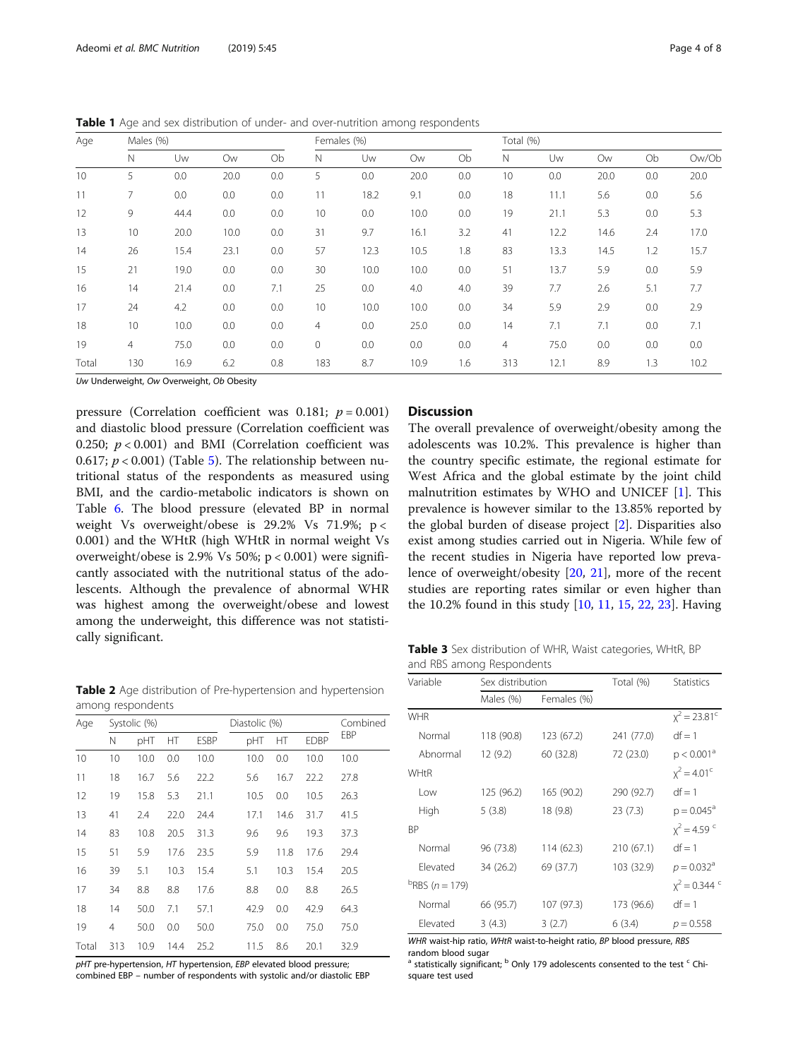**Table 1** Age and sex distribution of under- and over-nutrition among respondents

| Age | Males (%) | | | | Females (%) | | | | Total (%) | | | | |
|---|---|---|---|---|---|---|---|---|---|---|---|---|---|
| | N | Uw | Ow | Ob | N | Uw | Ow | Ob | N | Uw | Ow | Ob | Ow/Ob |
| 10 | 5 | 0.0 | 20.0 | 0.0 | 5 | 0.0 | 20.0 | 0.0 | 10 | 0.0 | 20.0 | 0.0 | 20.0 |
| 11 | 7 | 0.0 | 0.0 | 0.0 | 11 | 18.2 | 9.1 | 0.0 | 18 | 11.1 | 5.6 | 0.0 | 5.6 |
| 12 | 9 | 44.4 | 0.0 | 0.0 | 10 | 0.0 | 10.0 | 0.0 | 19 | 21.1 | 5.3 | 0.0 | 5.3 |
| 13 | 10 | 20.0 | 10.0 | 0.0 | 31 | 9.7 | 16.1 | 3.2 | 41 | 12.2 | 14.6 | 2.4 | 17.0 |
| 14 | 26 | 15.4 | 23.1 | 0.0 | 57 | 12.3 | 10.5 | 1.8 | 83 | 13.3 | 14.5 | 1.2 | 15.7 |
| 15 | 21 | 19.0 | 0.0 | 0.0 | 30 | 10.0 | 10.0 | 0.0 | 51 | 13.7 | 5.9 | 0.0 | 5.9 |
| 16 | 14 | 21.4 | 0.0 | 7.1 | 25 | 0.0 | 4.0 | 4.0 | 39 | 7.7 | 2.6 | 5.1 | 7.7 |
| 17 | 24 | 4.2 | 0.0 | 0.0 | 10 | 10.0 | 10.0 | 0.0 | 34 | 5.9 | 2.9 | 0.0 | 2.9 |
| 18 | 10 | 10.0 | 0.0 | 0.0 | 4 | 0.0 | 25.0 | 0.0 | 14 | 7.1 | 7.1 | 0.0 | 7.1 |
| 19 | 4 | 75.0 | 0.0 | 0.0 | 0 | 0.0 | 0.0 | 0.0 | 4 | 75.0 | 0.0 | 0.0 | 0.0 |
| Total | 130 | 16.9 | 6.2 | 0.8 | 183 | 8.7 | 10.9 | 1.6 | 313 | 12.1 | 8.9 | 1.3 | 10.2 |

*Uw* Underweight, *Ow* Overweight, *Ob* Obesity

pressure (Correlation coefficient was 0.181; $p = 0.001$) and diastolic blood pressure (Correlation coefficient was 0.250; $p < 0.001$) and BMI (Correlation coefficient was 0.617; $p < 0.001$) (Table 5). The relationship between nutritional status of the respondents as measured using BMI, and the cardio-metabolic indicators is shown on Table 6. The blood pressure (elevated BP in normal weight Vs overweight/obese is 29.2% Vs 71.9%; $p < 0.001$) and the WHtR (high WHtR in normal weight Vs overweight/obese is 2.9% Vs 50%; $p < 0.001$) were significantly associated with the nutritional status of the adolescents. Although the prevalence of abnormal WHR was highest among the overweight/obese and lowest among the underweight, this difference was not statistically significant.

**Table 2** Age distribution of Pre-hypertension and hypertension among respondents

| Age | Systolic (%) | | | | Diastolic (%) | | | Combined EBP |
|---|---|---|---|---|---|---|---|---|
| | N | pHT | HT | ESBP | pHT | HT | EDBP | |
| 10 | 10 | 10.0 | 0.0 | 10.0 | 10.0 | 0.0 | 10.0 | 10.0 |
| 11 | 18 | 16.7 | 5.6 | 22.2 | 5.6 | 16.7 | 22.2 | 27.8 |
| 12 | 19 | 15.8 | 5.3 | 21.1 | 10.5 | 0.0 | 10.5 | 26.3 |
| 13 | 41 | 2.4 | 22.0 | 24.4 | 17.1 | 14.6 | 31.7 | 41.5 |
| 14 | 83 | 10.8 | 20.5 | 31.3 | 9.6 | 9.6 | 19.3 | 37.3 |
| 15 | 51 | 5.9 | 17.6 | 23.5 | 5.9 | 11.8 | 17.6 | 29.4 |
| 16 | 39 | 5.1 | 10.3 | 15.4 | 5.1 | 10.3 | 15.4 | 20.5 |
| 17 | 34 | 8.8 | 8.8 | 17.6 | 8.8 | 0.0 | 8.8 | 26.5 |
| 18 | 14 | 50.0 | 7.1 | 57.1 | 42.9 | 0.0 | 42.9 | 64.3 |
| 19 | 4 | 50.0 | 0.0 | 50.0 | 75.0 | 0.0 | 75.0 | 75.0 |
| Total | 313 | 10.9 | 14.4 | 25.2 | 11.5 | 8.6 | 20.1 | 32.9 |

*pHT* pre-hypertension, *HT* hypertension, *EBP* elevated blood pressure; combined EBP – number of respondents with systolic and/or diastolic EBP

## Discussion

The overall prevalence of overweight/obesity among the adolescents was 10.2%. This prevalence is higher than the country specific estimate, the regional estimate for West Africa and the global estimate by the joint child malnutrition estimates by WHO and UNICEF [1]. This prevalence is however similar to the 13.85% reported by the global burden of disease project [2]. Disparities also exist among studies carried out in Nigeria. While few of the recent studies in Nigeria have reported low prevalence of overweight/obesity [20, 21], more of the recent studies are reporting rates similar or even higher than the 10.2% found in this study [10, 11, 15, 22, 23]. Having

**Table 3** Sex distribution of WHR, Waist categories, WHtR, BP and RBS among Respondents

| Variable | Sex distribution | | Total (%) | Statistics |
|---|---|---|---|---|
| | Males (%) | Females (%) | | |
| WHR | | | | $\chi^2 = 23.81$ [c] |
| Normal | 118 (90.8) | 123 (67.2) | 241 (77.0) | df = 1 |
| Abnormal | 12 (9.2) | 60 (32.8) | 72 (23.0) | $p < 0.001$ [a] |
| WHtR | | | | $\chi^2 = 4.01$ [c] |
| Low | 125 (96.2) | 165 (90.2) | 290 (92.7) | df = 1 |
| High | 5 (3.8) | 18 (9.8) | 23 (7.3) | $p = 0.045$ [a] |
| BP | | | | $\chi^2 = 4.59$ [c] |
| Normal | 96 (73.8) | 114 (62.3) | 210 (67.1) | df = 1 |
| Elevated | 34 (26.2) | 69 (37.7) | 103 (32.9) | $p = 0.032$ [a] |
| [b]RBS ($n = 179$) | | | | $\chi^2 = 0.344$ [c] |
| Normal | 66 (95.7) | 107 (97.3) | 173 (96.6) | df = 1 |
| Elevated | 3 (4.3) | 3 (2.7) | 6 (3.4) | $p = 0.558$ |

*WHR* waist-hip ratio, *WHtR* waist-to-height ratio, *BP* blood pressure, *RBS* random blood sugar
[a] statistically significant; [b] Only 179 adolescents consented to the test [c] Chi-square test used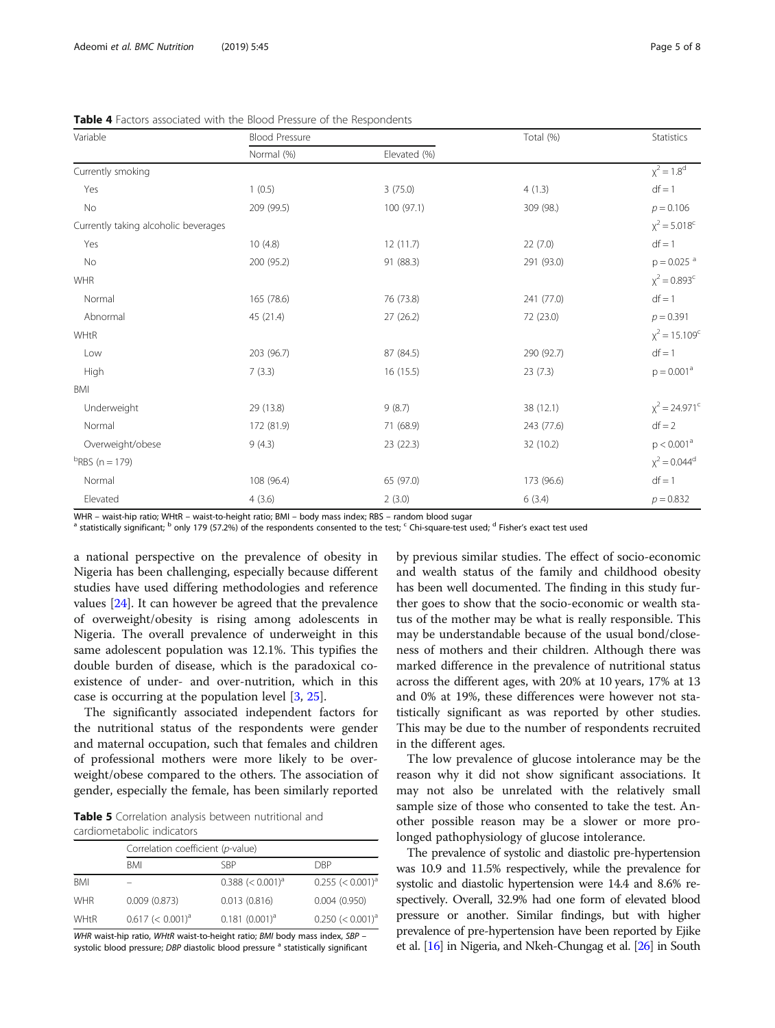**Table 4** Factors associated with the Blood Pressure of the Respondents

| Variable | Blood Pressure | | Total (%) | Statistics |
|---|---|---|---|---|
| | Normal (%) | Elevated (%) | | |
| Currently smoking | | | | $\chi^2 = 1.8$[d] |
| Yes | 1 (0.5) | 3 (75.0) | 4 (1.3) | df = 1 |
| No | 209 (99.5) | 100 (97.1) | 309 (98.) | $p = 0.106$ |
| Currently taking alcoholic beverages | | | | $\chi^2 = 5.018$[c] |
| Yes | 10 (4.8) | 12 (11.7) | 22 (7.0) | df = 1 |
| No | 200 (95.2) | 91 (88.3) | 291 (93.0) | $p = 0.025$ [a] |
| WHR | | | | $\chi^2 = 0.893$[c] |
| Normal | 165 (78.6) | 76 (73.8) | 241 (77.0) | df = 1 |
| Abnormal | 45 (21.4) | 27 (26.2) | 72 (23.0) | $p = 0.391$ |
| WHtR | | | | $\chi^2 = 15.109$[c] |
| Low | 203 (96.7) | 87 (84.5) | 290 (92.7) | df = 1 |
| High | 7 (3.3) | 16 (15.5) | 23 (7.3) | $p = 0.001$[a] |
| BMI | | | | |
| Underweight | 29 (13.8) | 9 (8.7) | 38 (12.1) | $\chi^2 = 24.971$[c] |
| Normal | 172 (81.9) | 71 (68.9) | 243 (77.6) | df = 2 |
| Overweight/obese | 9 (4.3) | 23 (22.3) | 32 (10.2) | $p < 0.001$[a] |
| [b]RBS (n = 179) | | | | $\chi^2 = 0.044$[d] |
| Normal | 108 (96.4) | 65 (97.0) | 173 (96.6) | df = 1 |
| Elevated | 4 (3.6) | 2 (3.0) | 6 (3.4) | $p = 0.832$ |

WHR – waist-hip ratio; WHtR – waist-to-height ratio; BMI – body mass index; RBS – random blood sugar
[a] statistically significant; [b] only 179 (57.2%) of the respondents consented to the test; [c] Chi-square-test used; [d] Fisher's exact test used

a national perspective on the prevalence of obesity in Nigeria has been challenging, especially because different studies have used differing methodologies and reference values [24]. It can however be agreed that the prevalence of overweight/obesity is rising among adolescents in Nigeria. The overall prevalence of underweight in this same adolescent population was 12.1%. This typifies the double burden of disease, which is the paradoxical co-existence of under- and over-nutrition, which in this case is occurring at the population level [3, 25].

The significantly associated independent factors for the nutritional status of the respondents were gender and maternal occupation, such that females and children of professional mothers were more likely to be overweight/obese compared to the others. The association of gender, especially the female, has been similarly reported by previous similar studies. The effect of socio-economic and wealth status of the family and childhood obesity has been well documented. The finding in this study further goes to show that the socio-economic or wealth status of the mother may be what is really responsible. This may be understandable because of the usual bond/closeness of mothers and their children. Although there was marked difference in the prevalence of nutritional status across the different ages, with 20% at 10 years, 17% at 13 and 0% at 19%, these differences were however not statistically significant as was reported by other studies. This may be due to the number of respondents recruited in the different ages.

**Table 5** Correlation analysis between nutritional and cardiometabolic indicators

| | Correlation coefficient (*p*-value) | | |
|---|---|---|---|
| | BMI | SBP | DBP |
| BMI | – | 0.388 (< 0.001)[a] | 0.255 (< 0.001)[a] |
| WHR | 0.009 (0.873) | 0.013 (0.816) | 0.004 (0.950) |
| WHtR | 0.617 (< 0.001)[a] | 0.181 (0.001)[a] | 0.250 (< 0.001)[a] |

*WHR* waist-hip ratio, *WHtR* waist-to-height ratio; *BMI* body mass index, *SBP* – systolic blood pressure; *DBP* diastolic blood pressure [a] statistically significant

The low prevalence of glucose intolerance may be the reason why it did not show significant associations. It may not also be unrelated with the relatively small sample size of those who consented to take the test. Another possible reason may be a slower or more prolonged pathophysiology of glucose intolerance.

The prevalence of systolic and diastolic pre-hypertension was 10.9 and 11.5% respectively, while the prevalence for systolic and diastolic hypertension were 14.4 and 8.6% respectively. Overall, 32.9% had one form of elevated blood pressure or another. Similar findings, but with higher prevalence of pre-hypertension have been reported by Ejike et al. [16] in Nigeria, and Nkeh-Chungag et al. [26] in South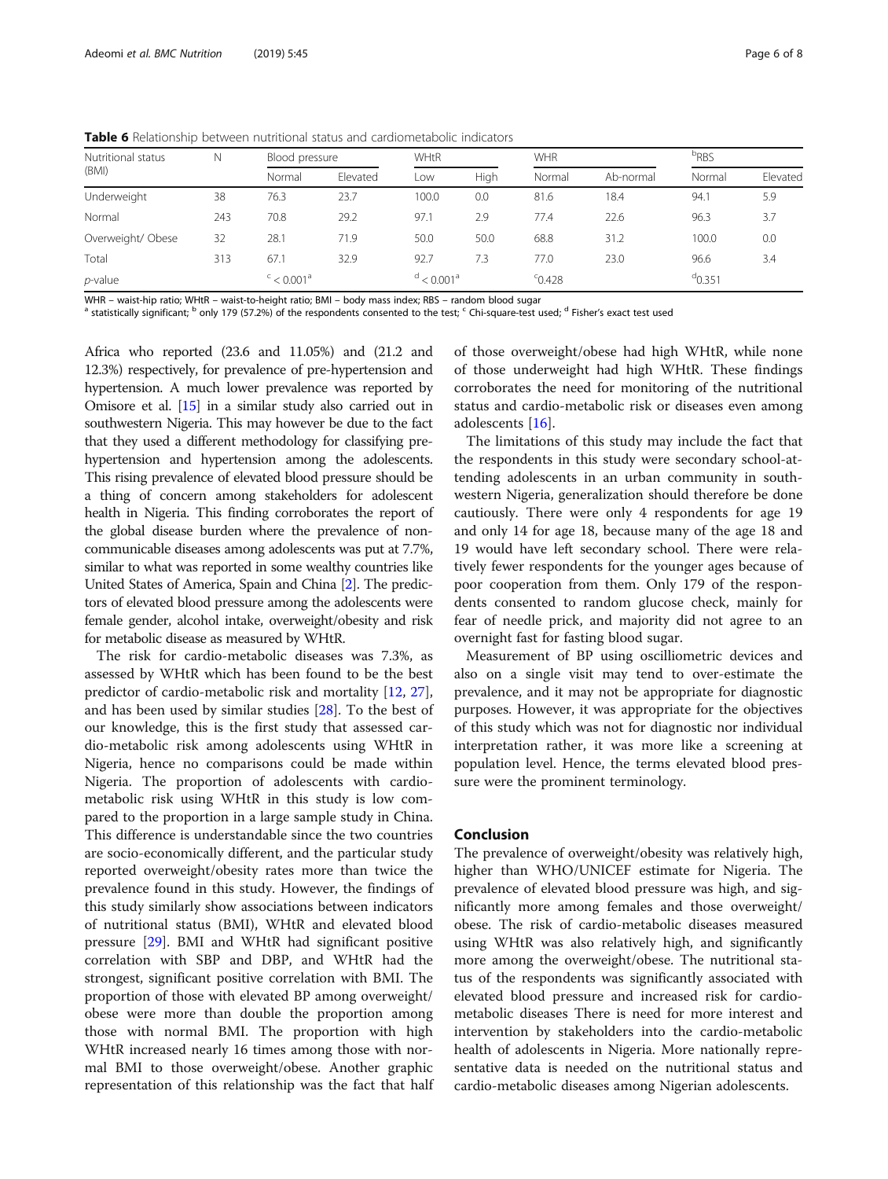**Table 6** Relationship between nutritional status and cardiometabolic indicators

| Nutritional status (BMI) | N | Blood pressure | | WHtR | | WHR | | [b]RBS | |
|---|---|---|---|---|---|---|---|---|---|
| | | Normal | Elevated | Low | High | Normal | Ab-normal | Normal | Elevated |
| Underweight | 38 | 76.3 | 23.7 | 100.0 | 0.0 | 81.6 | 18.4 | 94.1 | 5.9 |
| Normal | 243 | 70.8 | 29.2 | 97.1 | 2.9 | 77.4 | 22.6 | 96.3 | 3.7 |
| Overweight/ Obese | 32 | 28.1 | 71.9 | 50.0 | 50.0 | 68.8 | 31.2 | 100.0 | 0.0 |
| Total | 313 | 67.1 | 32.9 | 92.7 | 7.3 | 77.0 | 23.0 | 96.6 | 3.4 |
| *p*-value | | [c] < 0.001[a] | | [d] < 0.001[a] | | [c]0.428 | | [d]0.351 | |

WHR – waist-hip ratio; WHtR – waist-to-height ratio; BMI – body mass index; RBS – random blood sugar
[a] statistically significant; [b] only 179 (57.2%) of the respondents consented to the test; [c] Chi-square-test used; [d] Fisher's exact test used

Africa who reported (23.6 and 11.05%) and (21.2 and 12.3%) respectively, for prevalence of pre-hypertension and hypertension. A much lower prevalence was reported by Omisore et al. [15] in a similar study also carried out in southwestern Nigeria. This may however be due to the fact that they used a different methodology for classifying pre-hypertension and hypertension among the adolescents. This rising prevalence of elevated blood pressure should be a thing of concern among stakeholders for adolescent health in Nigeria. This finding corroborates the report of the global disease burden where the prevalence of non-communicable diseases among adolescents was put at 7.7%, similar to what was reported in some wealthy countries like United States of America, Spain and China [2]. The predictors of elevated blood pressure among the adolescents were female gender, alcohol intake, overweight/obesity and risk for metabolic disease as measured by WHtR.

The risk for cardio-metabolic diseases was 7.3%, as assessed by WHtR which has been found to be the best predictor of cardio-metabolic risk and mortality [12, 27], and has been used by similar studies [28]. To the best of our knowledge, this is the first study that assessed cardio-metabolic risk among adolescents using WHtR in Nigeria, hence no comparisons could be made within Nigeria. The proportion of adolescents with cardio-metabolic risk using WHtR in this study is low compared to the proportion in a large sample study in China. This difference is understandable since the two countries are socio-economically different, and the particular study reported overweight/obesity rates more than twice the prevalence found in this study. However, the findings of this study similarly show associations between indicators of nutritional status (BMI), WHtR and elevated blood pressure [29]. BMI and WHtR had significant positive correlation with SBP and DBP, and WHtR had the strongest, significant positive correlation with BMI. The proportion of those with elevated BP among overweight/obese were more than double the proportion among those with normal BMI. The proportion with high WHtR increased nearly 16 times among those with normal BMI to those overweight/obese. Another graphic representation of this relationship was the fact that half of those overweight/obese had high WHtR, while none of those underweight had high WHtR. These findings corroborates the need for monitoring of the nutritional status and cardio-metabolic risk or diseases even among adolescents [16].

The limitations of this study may include the fact that the respondents in this study were secondary school-attending adolescents in an urban community in southwestern Nigeria, generalization should therefore be done cautiously. There were only 4 respondents for age 19 and only 14 for age 18, because many of the age 18 and 19 would have left secondary school. There were relatively fewer respondents for the younger ages because of poor cooperation from them. Only 179 of the respondents consented to random glucose check, mainly for fear of needle prick, and majority did not agree to an overnight fast for fasting blood sugar.

Measurement of BP using oscilliometric devices and also on a single visit may tend to over-estimate the prevalence, and it may not be appropriate for diagnostic purposes. However, it was appropriate for the objectives of this study which was not for diagnostic nor individual interpretation rather, it was more like a screening at population level. Hence, the terms elevated blood pressure were the prominent terminology.

## Conclusion

The prevalence of overweight/obesity was relatively high, higher than WHO/UNICEF estimate for Nigeria. The prevalence of elevated blood pressure was high, and significantly more among females and those overweight/obese. The risk of cardio-metabolic diseases measured using WHtR was also relatively high, and significantly more among the overweight/obese. The nutritional status of the respondents was significantly associated with elevated blood pressure and increased risk for cardio-metabolic diseases There is need for more interest and intervention by stakeholders into the cardio-metabolic health of adolescents in Nigeria. More nationally representative data is needed on the nutritional status and cardio-metabolic diseases among Nigerian adolescents.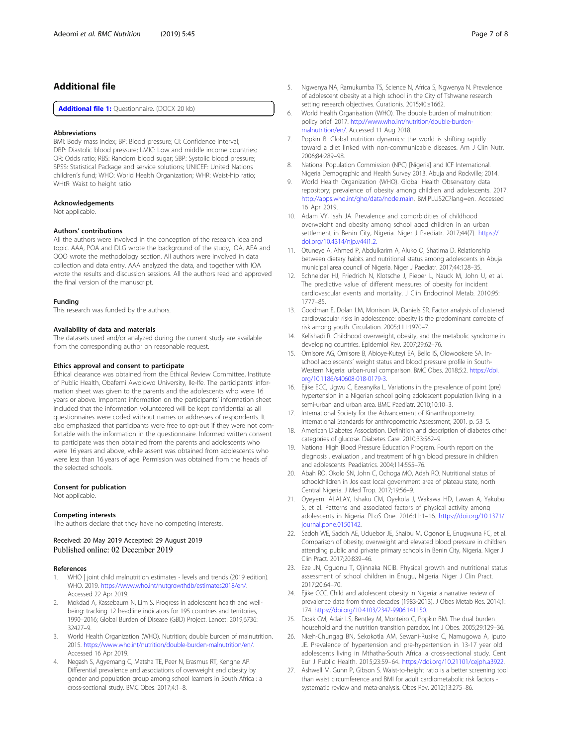## Additional file

**Additional file 1:** Questionnaire. (DOCX 20 kb)

### Abbreviations

BMI: Body mass index; BP: Blood pressure; CI: Confidence interval; DBP: Diastolic blood pressure; LMIC: Low and middle income countries; OR: Odds ratio; RBS: Random blood sugar; SBP: Systolic blood pressure; SPSS: Statistical Package and service solutions; UNICEF: United Nations children's fund; WHO: World Health Organization; WHR: Waist-hip ratio; WHtR: Waist to height ratio

### Acknowledgements

Not applicable.

### Authors' contributions

All the authors were involved in the conception of the research idea and topic. AAA, POA and DLG wrote the background of the study, IOA, AEA and OOO wrote the methodology section. All authors were involved in data collection and data entry. AAA analyzed the data, and together with IOA wrote the results and discussion sessions. All the authors read and approved the final version of the manuscript.

### Funding

This research was funded by the authors.

### Availability of data and materials

The datasets used and/or analyzed during the current study are available from the corresponding author on reasonable request.

### Ethics approval and consent to participate

Ethical clearance was obtained from the Ethical Review Committee, Institute of Public Health, Obafemi Awolowo University, Ile-Ife. The participants' information sheet was given to the parents and the adolescents who were 16 years or above. Important information on the participants' information sheet included that the information volunteered will be kept confidential as all questionnaires were coded without names or addresses of respondents. It also emphasized that participants were free to opt-out if they were not comfortable with the information in the questionnaire. Informed written consent to participate was then obtained from the parents and adolescents who were 16 years and above, while assent was obtained from adolescents who were less than 16 years of age. Permission was obtained from the heads of the selected schools.

### Consent for publication

Not applicable.

### Competing interests

The authors declare that they have no competing interests.

Received: 20 May 2019 Accepted: 29 August 2019
Published online: 02 December 2019

### References

1. WHO | joint child malnutrition estimates - levels and trends (2019 edition). WHO. 2019. https://www.who.int/nutgrowthdb/estimates2018/en/. Accessed 22 Apr 2019.
2. Mokdad A, Kassebaum N, Lim S. Progress in adolescent health and well-being: tracking 12 headline indicators for 195 countries and territories, 1990–2016; Global Burden of Disease (GBD) Project. Lancet. 2019;6736: 32427–9.
3. World Health Organization (WHO). Nutrition; double burden of malnutrition. 2015. https://www.who.int/nutrition/double-burden-malnutrition/en/. Accessed 16 Apr 2019.
4. Negash S, Agyemang C, Matsha TE, Peer N, Erasmus RT, Kengne AP. Differential prevalence and associations of overweight and obesity by gender and population group among school learners in South Africa : a cross-sectional study. BMC Obes. 2017;4:1–8.
5. Ngwenya NA, Ramukumba TS, Science N, Africa S, Ngwenya N. Prevalence of adolescent obesity at a high school in the City of Tshwane research setting research objectives. Curationis. 2015;40:a1662.
6. World Health Organisation (WHO). The double burden of malnutrition: policy brief. 2017. http://www.who.int/nutrition/double-burden-malnutrition/en/. Accessed 11 Aug 2018.
7. Popkin B. Global nutrition dynamics: the world is shifting rapidly toward a diet linked with non-communicable diseases. Am J Clin Nutr. 2006;84:289–98.
8. National Population Commission (NPC) [Nigeria] and ICF International. Nigeria Demographic and Health Survey 2013. Abuja and Rockville; 2014.
9. World Health Organization (WHO). Global Health Observatory data repository; prevalence of obesity among children and adolescents. 2017. http://apps.who.int/gho/data/node.main. BMIPLUS2C?lang=en. Accessed 16 Apr 2019.
10. Adam VY, Isah JA. Prevalence and comorbidities of childhood overweight and obesity among school aged children in an urban settlement in Benin City, Nigeria. Niger J Paediatr. 2017;44(7). https://doi.org/10.4314/njp.v44i1.2.
11. Otuneye A, Ahmed P, Abdulkarim A, Aluko O, Shatima D. Relationship between dietary habits and nutritional status among adolescents in Abuja municipal area council of Nigeria. Niger J Paediatr. 2017;44:128–35.
12. Schneider HJ, Friedrich N, Klotsche J, Pieper L, Nauck M, John U, et al. The predictive value of different measures of obesity for incident cardiovascular events and mortality. J Clin Endocrinol Metab. 2010;95: 1777–85.
13. Goodman E, Dolan LM, Morrison JA, Daniels SR. Factor analysis of clustered cardiovascular risks in adolescence: obesity is the predominant correlate of risk among youth. Circulation. 2005;111:1970–7.
14. Kelishadi R. Childhood overweight, obesity, and the metabolic syndrome in developing countries. Epidemiol Rev. 2007;29:62–76.
15. Omisore AG, Omisore B, Abioye-Kuteyi EA, Bello IS, Olowookere SA. In-school adolescents' weight status and blood pressure profile in South-Western Nigeria: urban-rural comparison. BMC Obes. 2018;5:2. https://doi.org/10.1186/s40608-018-0179-3.
16. Ejike ECC, Ugwu C, Ezeanyika L. Variations in the prevalence of point (pre) hypertension in a Nigerian school going adolescent population living in a semi-urban and urban area. BMC Paediatr. 2010;10:10–3.
17. International Society for the Advancement of Kinanthropometry. International Standards for anthropometric Assessment; 2001. p. 53–5.
18. American Diabetes Association. Definition and description of diabetes other categories of glucose. Diabetes Care. 2010;33:562–9.
19. National High Blood Pressure Education Program. Fourth report on the diagnosis , evaluation , and treatment of high blood pressure in children and adolescents. Peadiatrics. 2004;114:555–76.
20. Abah RO, Okolo SN, John C, Ochoga MO, Adah RO. Nutritional status of schoolchildren in Jos east local government area of plateau state, north Central Nigeria. J Med Trop. 2017;19:56–9.
21. Oyeyemi ALALAY, Ishaku CM, Oyekola J, Wakawa HD, Lawan A, Yakubu S, et al. Patterns and associated factors of physical activity among adolescents in Nigeria. PLoS One. 2016;11:1–16. https://doi.org/10.1371/journal.pone.0150142.
22. Sadoh WE, Sadoh AE, Uduebor JE, Shaibu M, Ogonor E, Enugwuna FC, et al. Comparison of obesity, overweight and elevated blood pressure in children attending public and private primary schools in Benin City, Nigeria. Niger J Clin Pract. 2017;20:839–46.
23. Eze JN, Oguonu T, Ojinnaka NCIB. Physical growth and nutritional status assessment of school children in Enugu, Nigeria. Niger J Clin Pract. 2017;20:64–70.
24. Ejike CCC. Child and adolescent obesity in Nigeria: a narrative review of prevalence data from three decades (1983-2013). J Obes Metab Res. 2014;1: 174. https://doi.org/10.4103/2347-9906.141150.
25. Doak CM, Adair LS, Bentley M, Monteiro C, Popkin BM. The dual burden household and the nutrition transition paradox. Int J Obes. 2005;29:129–36.
26. Nkeh-Chungag BN, Sekokotla AM, Sewani-Rusike C, Namugowa A, Iputo JE. Prevalence of hypertension and pre-hypertension in 13-17 year old adolescents living in Mthatha-South Africa: a cross-sectional study. Cent Eur J Public Health. 2015;23:59–64. https://doi.org/10.21101/cejph.a3922.
27. Ashwell M, Gunn P, Gibson S. Waist-to-height ratio is a better screening tool than waist circumference and BMI for adult cardiometabolic risk factors - systematic review and meta-analysis. Obes Rev. 2012;13:275–86.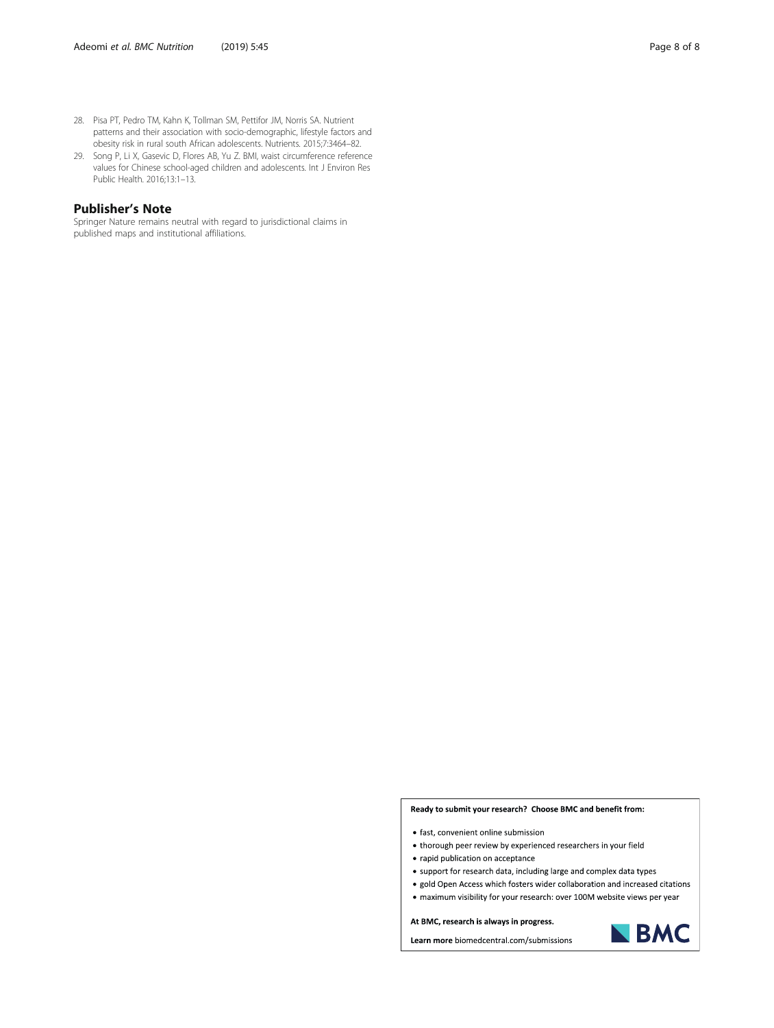28. Pisa PT, Pedro TM, Kahn K, Tollman SM, Pettifor JM, Norris SA. Nutrient patterns and their association with socio-demographic, lifestyle factors and obesity risk in rural south African adolescents. Nutrients. 2015;7:3464–82.
29. Song P, Li X, Gasevic D, Flores AB, Yu Z. BMI, waist circumference reference values for Chinese school-aged children and adolescents. Int J Environ Res Public Health. 2016;13:1–13.

## Publisher's Note

Springer Nature remains neutral with regard to jurisdictional claims in published maps and institutional affiliations.

**Ready to submit your research? Choose BMC and benefit from:**

- fast, convenient online submission
- thorough peer review by experienced researchers in your field
- rapid publication on acceptance
- support for research data, including large and complex data types
- gold Open Access which fosters wider collaboration and increased citations
- maximum visibility for your research: over 100M website views per year

**At BMC, research is always in progress.**

**Learn more** biomedcentral.com/submissions

BMC